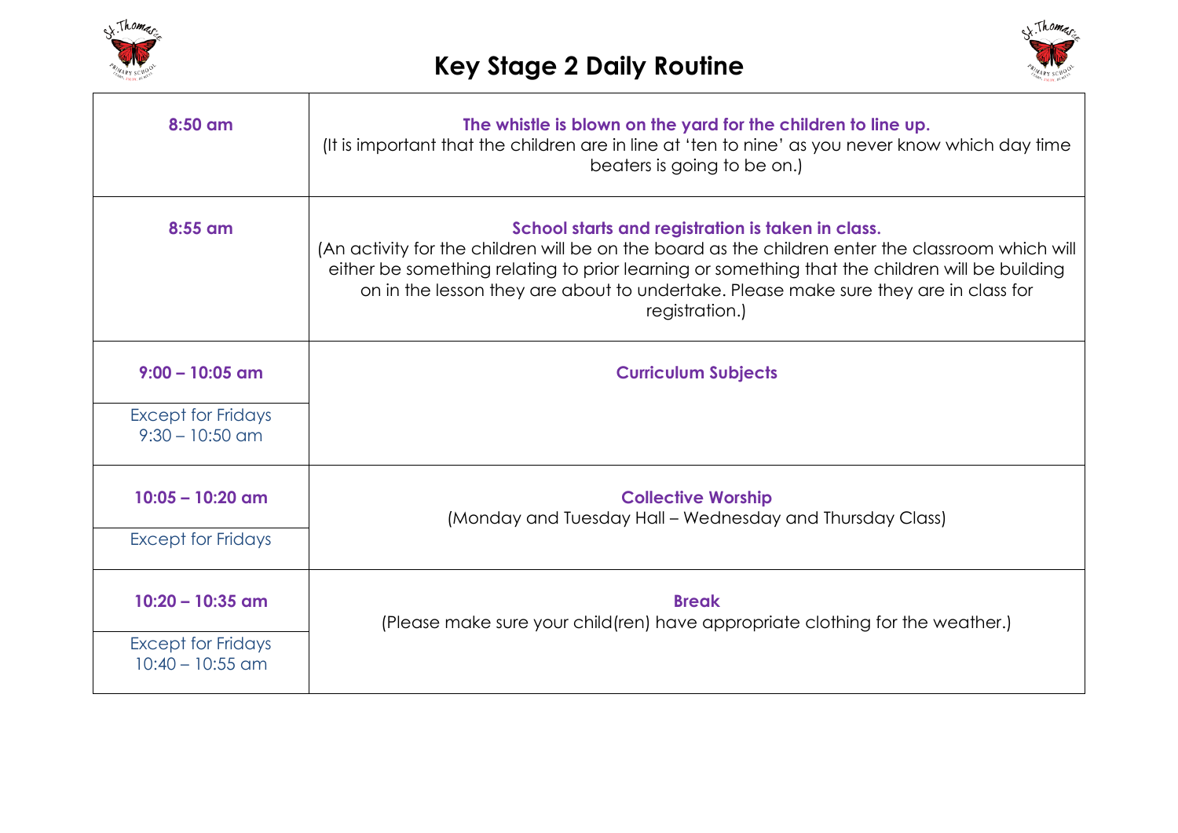# Key Stage 2 Daily Routine

| | |
|---|---|
| **8:50 am** | **The whistle is blown on the yard for the children to line up.** (It is important that the children are in line at 'ten to nine' as you never know which day time beaters is going to be on.) |
| **8:55 am** | **School starts and registration is taken in class.** (An activity for the children will be on the board as the children enter the classroom which will either be something relating to prior learning or something that the children will be building on in the lesson they are about to undertake. Please make sure they are in class for registration.) |
| **9:00 – 10:05 am**<br>Except for Fridays 9:30 – 10:50 am | **Curriculum Subjects** |
| **10:05 – 10:20 am**<br>Except for Fridays | **Collective Worship** (Monday and Tuesday Hall – Wednesday and Thursday Class) |
| **10:20 – 10:35 am**<br>Except for Fridays 10:40 – 10:55 am | **Break** (Please make sure your child(ren) have appropriate clothing for the weather.) |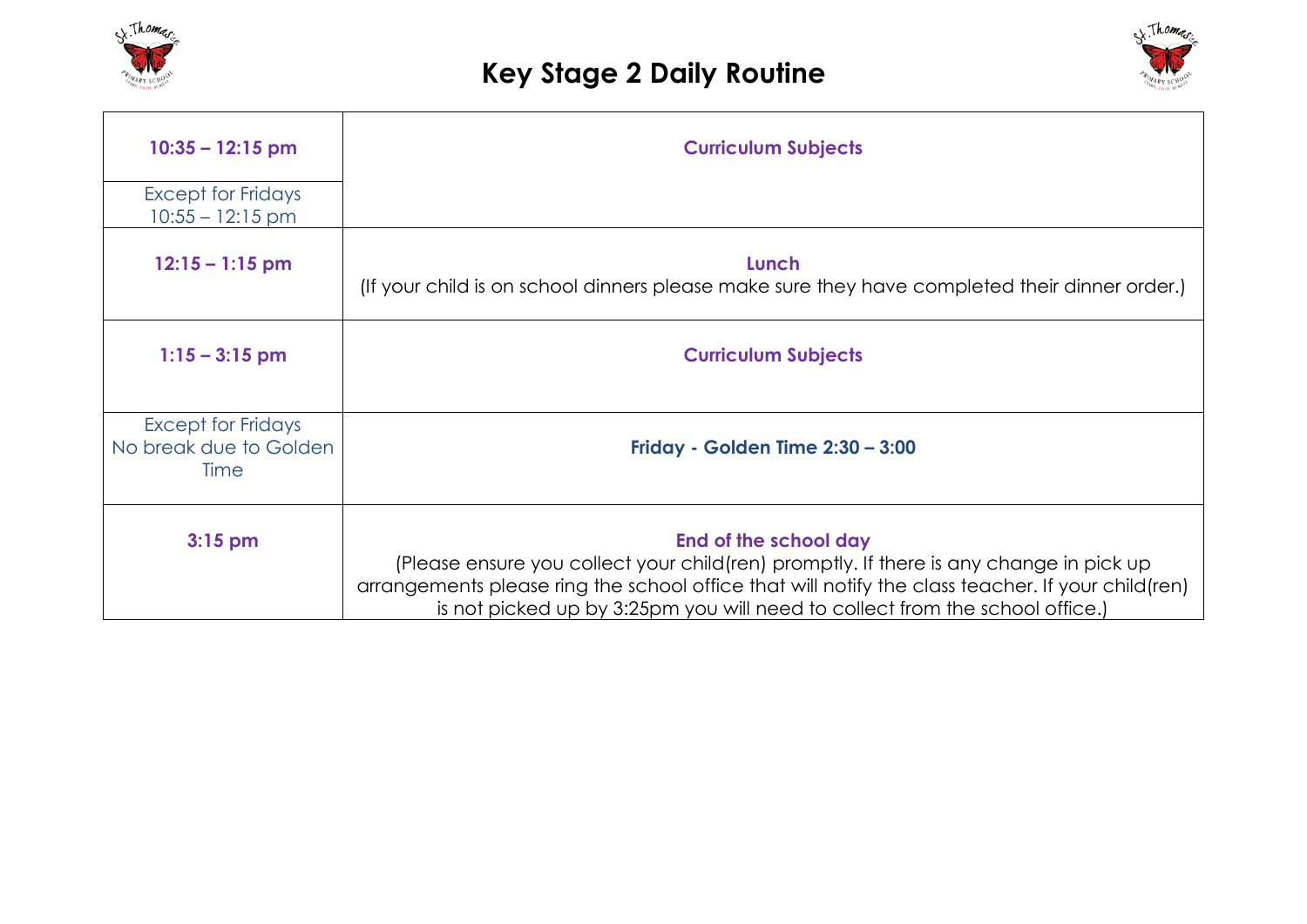# Key Stage 2 Daily Routine

| | |
|---|---|
| **10:35 – 12:15 pm**<br>Except for Fridays<br>10:55 – 12:15 pm | **Curriculum Subjects** |
| **12:15 – 1:15 pm** | **Lunch**<br>(If your child is on school dinners please make sure they have completed their dinner order.) |
| **1:15 – 3:15 pm** | **Curriculum Subjects** |
| Except for Fridays<br>No break due to Golden Time | **Friday - Golden Time 2:30 – 3:00** |
| **3:15 pm** | **End of the school day**<br>(Please ensure you collect your child(ren) promptly. If there is any change in pick up arrangements please ring the school office that will notify the class teacher. If your child(ren) is not picked up by 3:25pm you will need to collect from the school office.) |